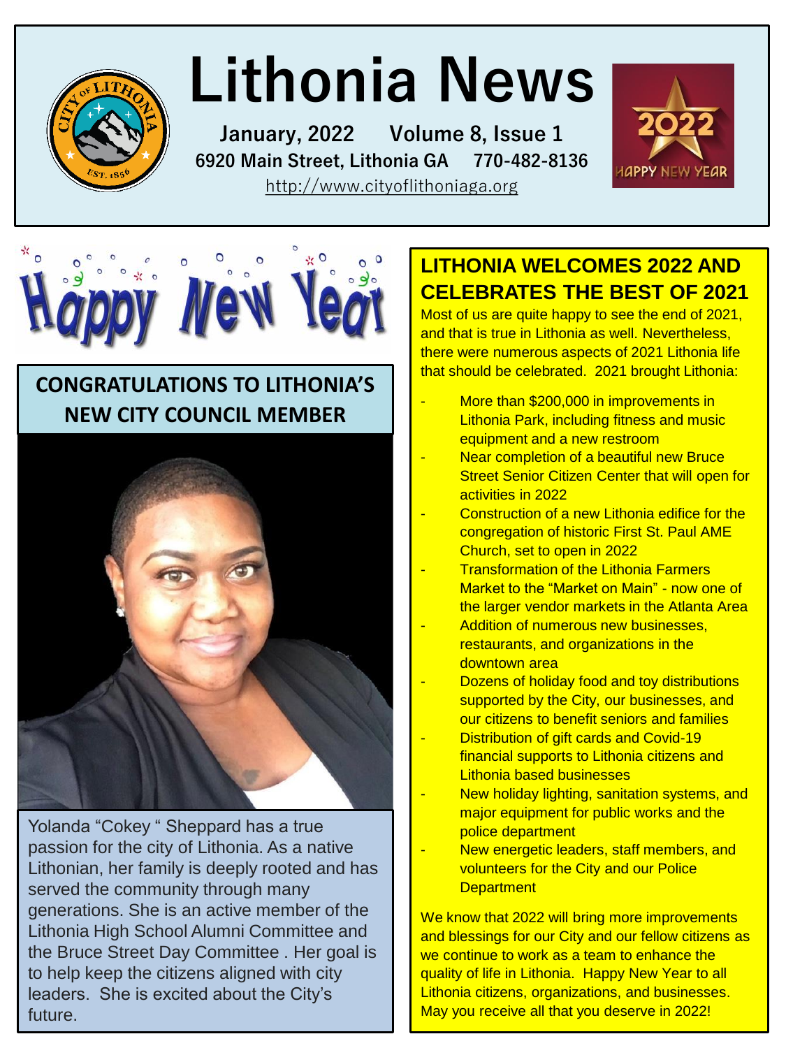# Lithonia News

**January, 2022 Volume 8, Issue 1**

**6920 Main Street, Lithonia GA 770-482-8136**

http://www.cityoflithoniaga.org

Happy New Year

## CONGRATULATIONS TO LITHONIA'S NEW CITY COUNCIL MEMBER

Yolanda "Cokey " Sheppard has a true passion for the city of Lithonia. As a native Lithonian, her family is deeply rooted and has served the community through many generations. She is an active member of the Lithonia High School Alumni Committee and the Bruce Street Day Committee . Her goal is to help keep the citizens aligned with city leaders. She is excited about the City's future.

## LITHONIA WELCOMES 2022 AND CELEBRATES THE BEST OF 2021

Most of us are quite happy to see the end of 2021, and that is true in Lithonia as well. Nevertheless, there were numerous aspects of 2021 Lithonia life that should be celebrated. 2021 brought Lithonia:

- More than $200,000 in improvements in Lithonia Park, including fitness and music equipment and a new restroom
- Near completion of a beautiful new Bruce Street Senior Citizen Center that will open for activities in 2022
- Construction of a new Lithonia edifice for the congregation of historic First St. Paul AME Church, set to open in 2022
- Transformation of the Lithonia Farmers Market to the "Market on Main" - now one of the larger vendor markets in the Atlanta Area
- Addition of numerous new businesses, restaurants, and organizations in the downtown area
- Dozens of holiday food and toy distributions supported by the City, our businesses, and our citizens to benefit seniors and families
- Distribution of gift cards and Covid-19 financial supports to Lithonia citizens and Lithonia based businesses
- New holiday lighting, sanitation systems, and major equipment for public works and the police department
- New energetic leaders, staff members, and volunteers for the City and our Police Department

We know that 2022 will bring more improvements and blessings for our City and our fellow citizens as we continue to work as a team to enhance the quality of life in Lithonia. Happy New Year to all Lithonia citizens, organizations, and businesses. May you receive all that you deserve in 2022!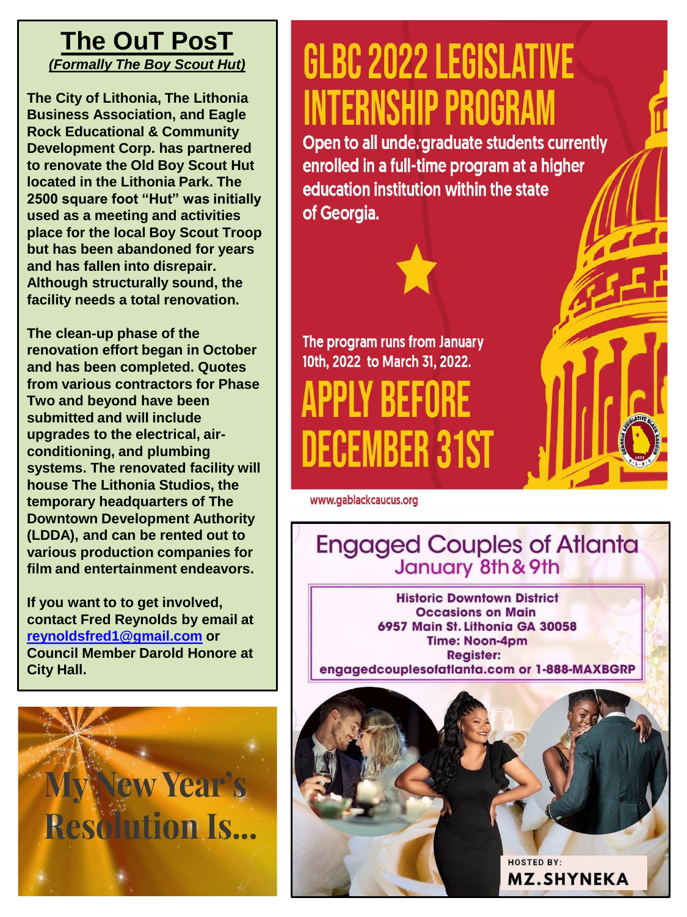# The OuT PosT

***(Formally The Boy Scout Hut)***

**The City of Lithonia, The Lithonia Business Association, and Eagle Rock Educational & Community Development Corp. has partnered to renovate the Old Boy Scout Hut located in the Lithonia Park. The 2500 square foot "Hut" was initially used as a meeting and activities place for the local Boy Scout Troop but has been abandoned for years and has fallen into disrepair. Although structurally sound, the facility needs a total renovation.**

**The clean-up phase of the renovation effort began in October and has been completed. Quotes from various contractors for Phase Two and beyond have been submitted and will include upgrades to the electrical, air-conditioning, and plumbing systems. The renovated facility will house The Lithonia Studios, the temporary headquarters of The Downtown Development Authority (LDDA), and can be rented out to various production companies for film and entertainment endeavors.**

**If you want to to get involved, contact Fred Reynolds by email at [reynoldsfred1@gmail.com](mailto:reynoldsfred1@gmail.com) or Council Member Darold Honore at City Hall.**

## My New Year's Resolution Is...

# GLBC 2022 LEGISLATIVE INTERNSHIP PROGRAM

**Open to all undergraduate students currently enrolled in a full-time program at a higher education institution within the state of Georgia.**

**The program runs from January 10th, 2022 to March 31, 2022.**

## APPLY BEFORE DECEMBER 31ST

www.gablackcaucus.org

## Engaged Couples of Atlanta

### January 8th & 9th

**Historic Downtown District**
**Occasions on Main**
**6957 Main St. Lithonia GA 30058**
**Time: Noon-4pm**
**Register:**
**engagedcouplesofatlanta.com or 1-888-MAXBGRP**

HOSTED BY:
**MZ.SHYNEKA**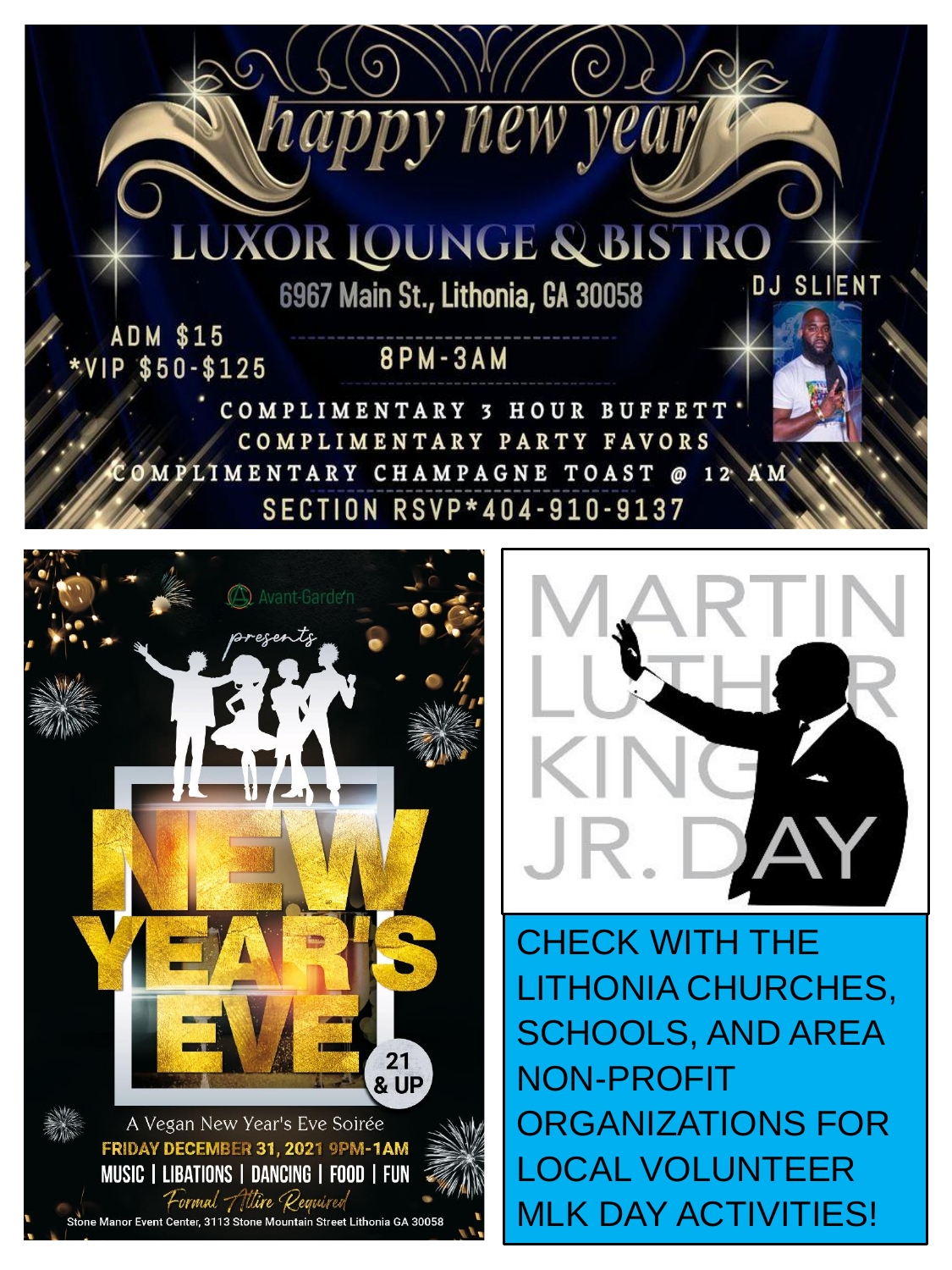# happy new year

## LUXOR LOUNGE & BISTRO

6967 Main St., Lithonia, GA 30058

DJ SLIENT

ADM $15
*VIP $50-$125

8PM-3AM

COMPLIMENTARY 3 HOUR BUFFETT
COMPLIMENTARY PARTY FAVORS
COMPLIMENTARY CHAMPAGNE TOAST @ 12 AM
SECTION RSVP*404-910-9137

Avant-Garde'n

presents

# NEW YEAR'S EVE

21 & UP

A Vegan New Year's Eve Soirée

FRIDAY DECEMBER 31, 2021 9PM-1AM

MUSIC | LIBATIONS | DANCING | FOOD | FUN

*Formal Attire Required*

Stone Manor Event Center, 3113 Stone Mountain Street Lithonia GA 30058

# MARTIN LUTHER KING JR. DAY

CHECK WITH THE LITHONIA CHURCHES, SCHOOLS, AND AREA NON-PROFIT ORGANIZATIONS FOR LOCAL VOLUNTEER MLK DAY ACTIVITIES!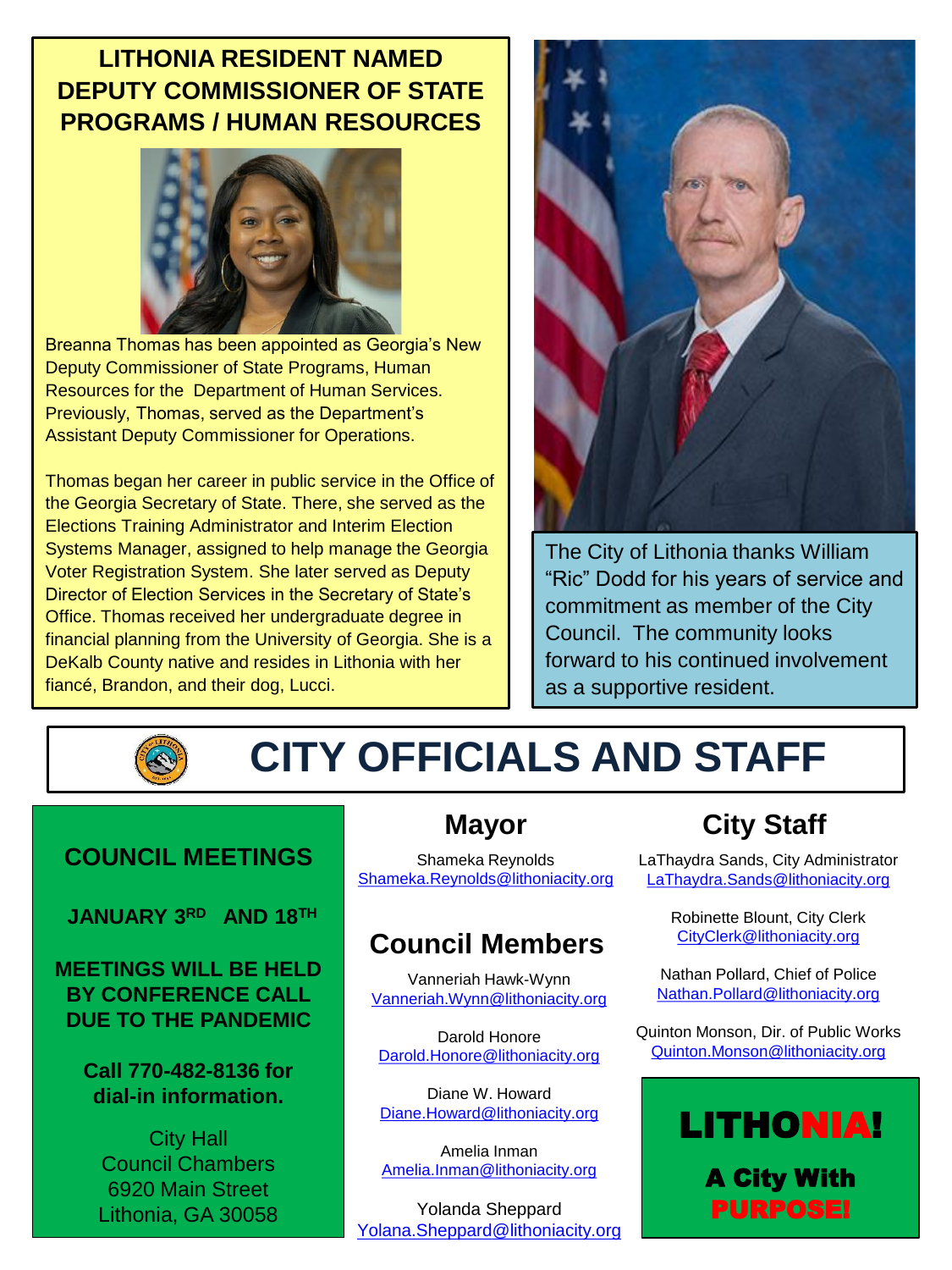## LITHONIA RESIDENT NAMED DEPUTY COMMISSIONER OF STATE PROGRAMS / HUMAN RESOURCES

Breanna Thomas has been appointed as Georgia's New Deputy Commissioner of State Programs, Human Resources for the Department of Human Services. Previously, Thomas, served as the Department's Assistant Deputy Commissioner for Operations.

Thomas began her career in public service in the Office of the Georgia Secretary of State. There, she served as the Elections Training Administrator and Interim Election Systems Manager, assigned to help manage the Georgia Voter Registration System. She later served as Deputy Director of Election Services in the Secretary of State's Office. Thomas received her undergraduate degree in financial planning from the University of Georgia. She is a DeKalb County native and resides in Lithonia with her fiancé, Brandon, and their dog, Lucci.

The City of Lithonia thanks William "Ric" Dodd for his years of service and commitment as member of the City Council. The community looks forward to his continued involvement as a supportive resident.

# CITY OFFICIALS AND STAFF

### COUNCIL MEETINGS

**JANUARY 3RD AND 18TH**

**MEETINGS WILL BE HELD BY CONFERENCE CALL DUE TO THE PANDEMIC**

**Call 770-482-8136 for dial-in information.**

City Hall
Council Chambers
6920 Main Street
Lithonia, GA 30058

## Mayor

Shameka Reynolds
Shameka.Reynolds@lithoniacity.org

## Council Members

Vanneriah Hawk-Wynn
Vanneriah.Wynn@lithoniacity.org

Darold Honore
Darold.Honore@lithoniacity.org

Diane W. Howard
Diane.Howard@lithoniacity.org

Amelia Inman
Amelia.Inman@lithoniacity.org

Yolanda Sheppard
Yolana.Sheppard@lithoniacity.org

## City Staff

LaThaydra Sands, City Administrator
LaThaydra.Sands@lithoniacity.org

Robinette Blount, City Clerk
CityClerk@lithoniacity.org

Nathan Pollard, Chief of Police
Nathan.Pollard@lithoniacity.org

Quinton Monson, Dir. of Public Works
Quinton.Monson@lithoniacity.org

**LITHONIA!**

**A City With PURPOSE!**